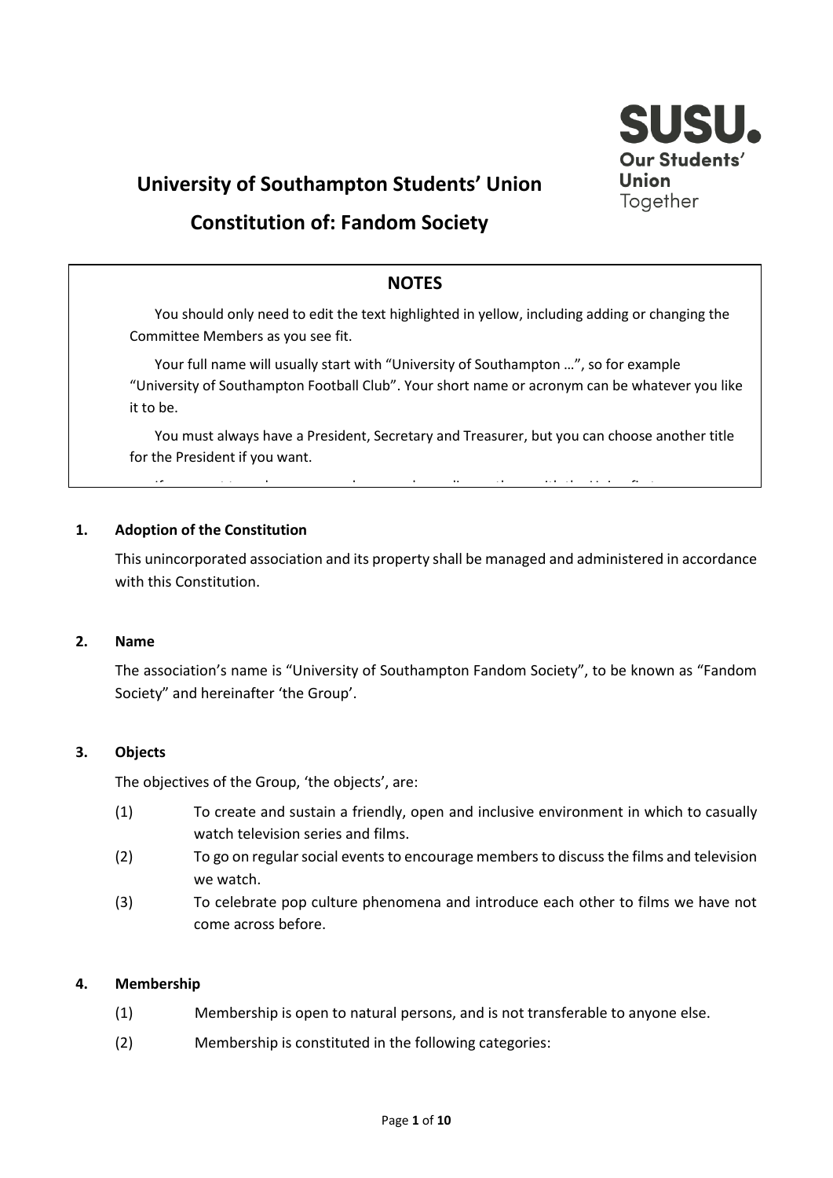# University of Southampton Students' Union

## Constitution of: Fandom Society

**NOTES**

You should only need to edit the text highlighted in yellow, including adding or changing the Committee Members as you see fit.

Your full name will usually start with "University of Southampton …", so for example "University of Southampton Football Club". Your short name or acronym can be whatever you like it to be.

You must always have a President, Secretary and Treasurer, but you can choose another title for the President if you want.

**1. Adoption of the Constitution**

This unincorporated association and its property shall be managed and administered in accordance with this Constitution.

**2. Name**

The association's name is "University of Southampton Fandom Society", to be known as "Fandom Society" and hereinafter 'the Group'.

**3. Objects**

The objectives of the Group, 'the objects', are:

(1) To create and sustain a friendly, open and inclusive environment in which to casually watch television series and films.

(2) To go on regular social events to encourage members to discuss the films and television we watch.

(3) To celebrate pop culture phenomena and introduce each other to films we have not come across before.

**4. Membership**

(1) Membership is open to natural persons, and is not transferable to anyone else.

(2) Membership is constituted in the following categories: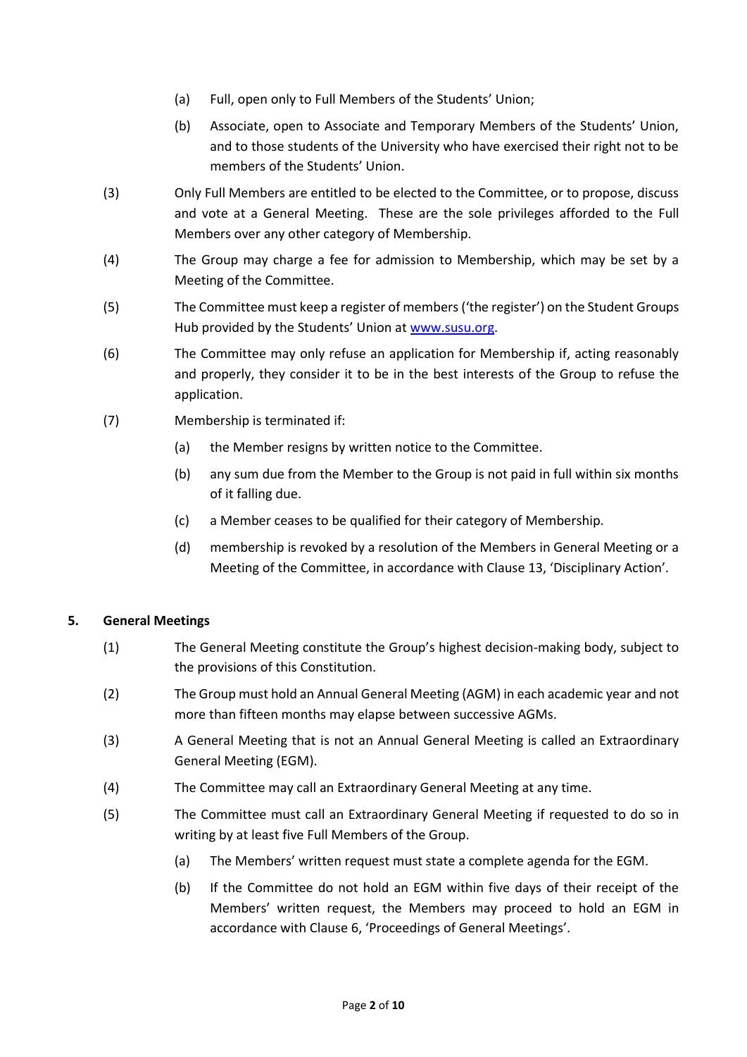(a) Full, open only to Full Members of the Students' Union;

(b) Associate, open to Associate and Temporary Members of the Students' Union, and to those students of the University who have exercised their right not to be members of the Students' Union.

(3) Only Full Members are entitled to be elected to the Committee, or to propose, discuss and vote at a General Meeting. These are the sole privileges afforded to the Full Members over any other category of Membership.

(4) The Group may charge a fee for admission to Membership, which may be set by a Meeting of the Committee.

(5) The Committee must keep a register of members ('the register') on the Student Groups Hub provided by the Students' Union at [www.susu.org](http://www.susu.org).

(6) The Committee may only refuse an application for Membership if, acting reasonably and properly, they consider it to be in the best interests of the Group to refuse the application.

(7) Membership is terminated if:

(a) the Member resigns by written notice to the Committee.

(b) any sum due from the Member to the Group is not paid in full within six months of it falling due.

(c) a Member ceases to be qualified for their category of Membership.

(d) membership is revoked by a resolution of the Members in General Meeting or a Meeting of the Committee, in accordance with Clause 13, 'Disciplinary Action'.

## 5. General Meetings

(1) The General Meeting constitute the Group's highest decision-making body, subject to the provisions of this Constitution.

(2) The Group must hold an Annual General Meeting (AGM) in each academic year and not more than fifteen months may elapse between successive AGMs.

(3) A General Meeting that is not an Annual General Meeting is called an Extraordinary General Meeting (EGM).

(4) The Committee may call an Extraordinary General Meeting at any time.

(5) The Committee must call an Extraordinary General Meeting if requested to do so in writing by at least five Full Members of the Group.

(a) The Members' written request must state a complete agenda for the EGM.

(b) If the Committee do not hold an EGM within five days of their receipt of the Members' written request, the Members may proceed to hold an EGM in accordance with Clause 6, 'Proceedings of General Meetings'.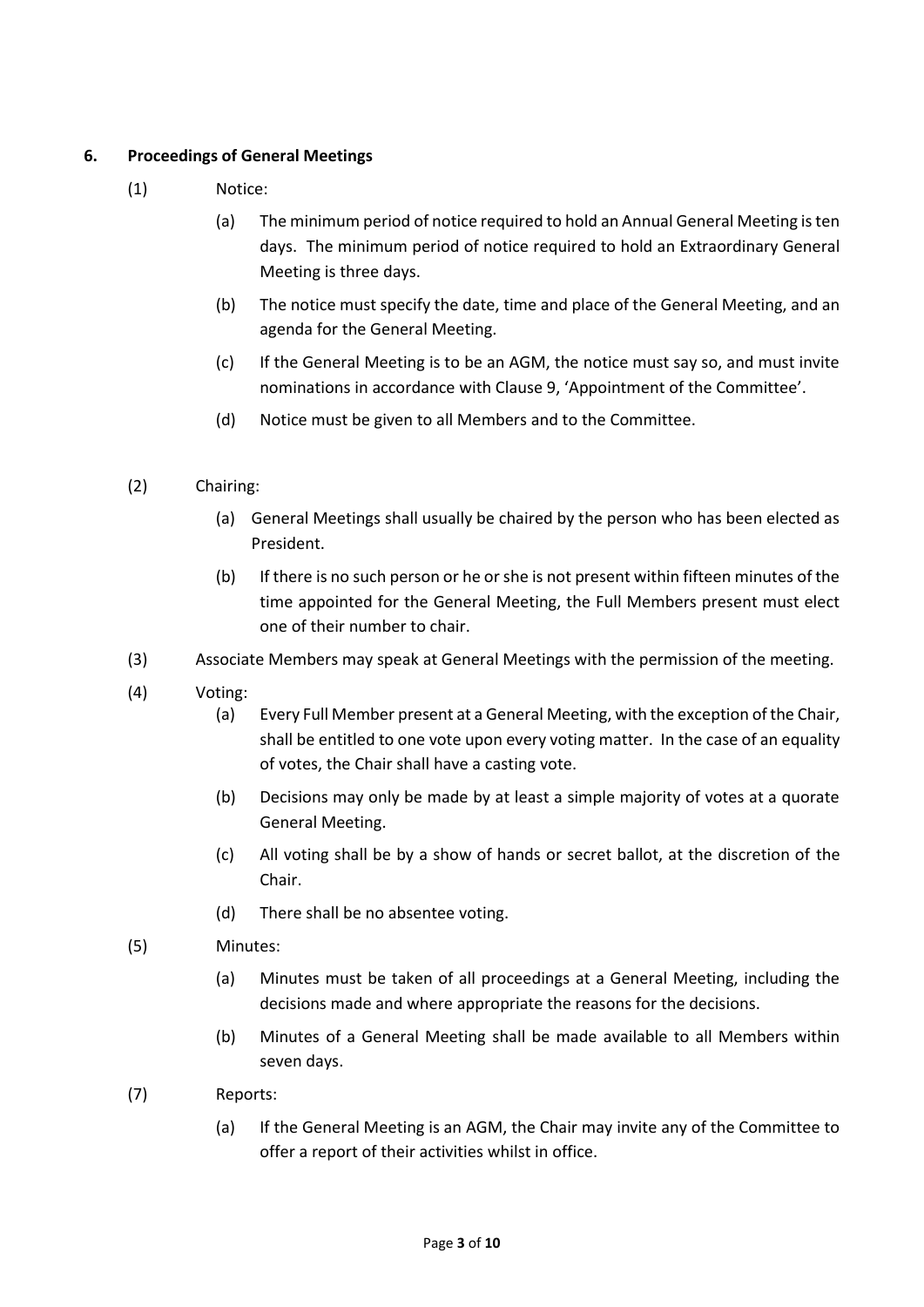## 6. Proceedings of General Meetings

(1) Notice:

(a) The minimum period of notice required to hold an Annual General Meeting is ten days. The minimum period of notice required to hold an Extraordinary General Meeting is three days.

(b) The notice must specify the date, time and place of the General Meeting, and an agenda for the General Meeting.

(c) If the General Meeting is to be an AGM, the notice must say so, and must invite nominations in accordance with Clause 9, 'Appointment of the Committee'.

(d) Notice must be given to all Members and to the Committee.

(2) Chairing:

(a) General Meetings shall usually be chaired by the person who has been elected as President.

(b) If there is no such person or he or she is not present within fifteen minutes of the time appointed for the General Meeting, the Full Members present must elect one of their number to chair.

(3) Associate Members may speak at General Meetings with the permission of the meeting.

(4) Voting:

(a) Every Full Member present at a General Meeting, with the exception of the Chair, shall be entitled to one vote upon every voting matter. In the case of an equality of votes, the Chair shall have a casting vote.

(b) Decisions may only be made by at least a simple majority of votes at a quorate General Meeting.

(c) All voting shall be by a show of hands or secret ballot, at the discretion of the Chair.

(d) There shall be no absentee voting.

(5) Minutes:

(a) Minutes must be taken of all proceedings at a General Meeting, including the decisions made and where appropriate the reasons for the decisions.

(b) Minutes of a General Meeting shall be made available to all Members within seven days.

(7) Reports:

(a) If the General Meeting is an AGM, the Chair may invite any of the Committee to offer a report of their activities whilst in office.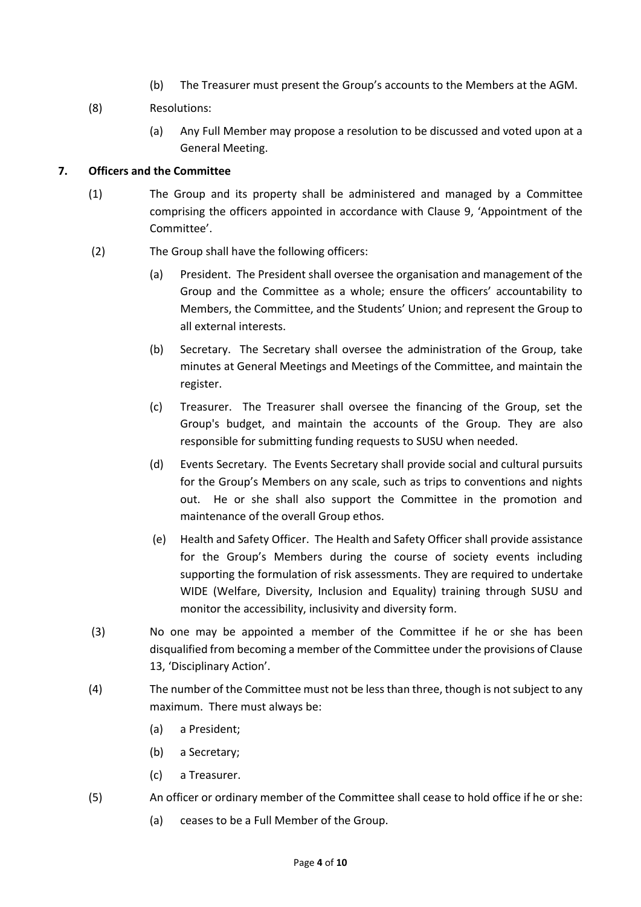(b) The Treasurer must present the Group's accounts to the Members at the AGM.

(8) Resolutions:

(a) Any Full Member may propose a resolution to be discussed and voted upon at a General Meeting.

**7. Officers and the Committee**

(1) The Group and its property shall be administered and managed by a Committee comprising the officers appointed in accordance with Clause 9, 'Appointment of the Committee'.

(2) The Group shall have the following officers:

(a) President. The President shall oversee the organisation and management of the Group and the Committee as a whole; ensure the officers' accountability to Members, the Committee, and the Students' Union; and represent the Group to all external interests.

(b) Secretary. The Secretary shall oversee the administration of the Group, take minutes at General Meetings and Meetings of the Committee, and maintain the register.

(c) Treasurer. The Treasurer shall oversee the financing of the Group, set the Group's budget, and maintain the accounts of the Group. They are also responsible for submitting funding requests to SUSU when needed.

(d) Events Secretary. The Events Secretary shall provide social and cultural pursuits for the Group's Members on any scale, such as trips to conventions and nights out. He or she shall also support the Committee in the promotion and maintenance of the overall Group ethos.

(e) Health and Safety Officer. The Health and Safety Officer shall provide assistance for the Group's Members during the course of society events including supporting the formulation of risk assessments. They are required to undertake WIDE (Welfare, Diversity, Inclusion and Equality) training through SUSU and monitor the accessibility, inclusivity and diversity form.

(3) No one may be appointed a member of the Committee if he or she has been disqualified from becoming a member of the Committee under the provisions of Clause 13, 'Disciplinary Action'.

(4) The number of the Committee must not be less than three, though is not subject to any maximum. There must always be:

(a) a President;

(b) a Secretary;

(c) a Treasurer.

(5) An officer or ordinary member of the Committee shall cease to hold office if he or she:

(a) ceases to be a Full Member of the Group.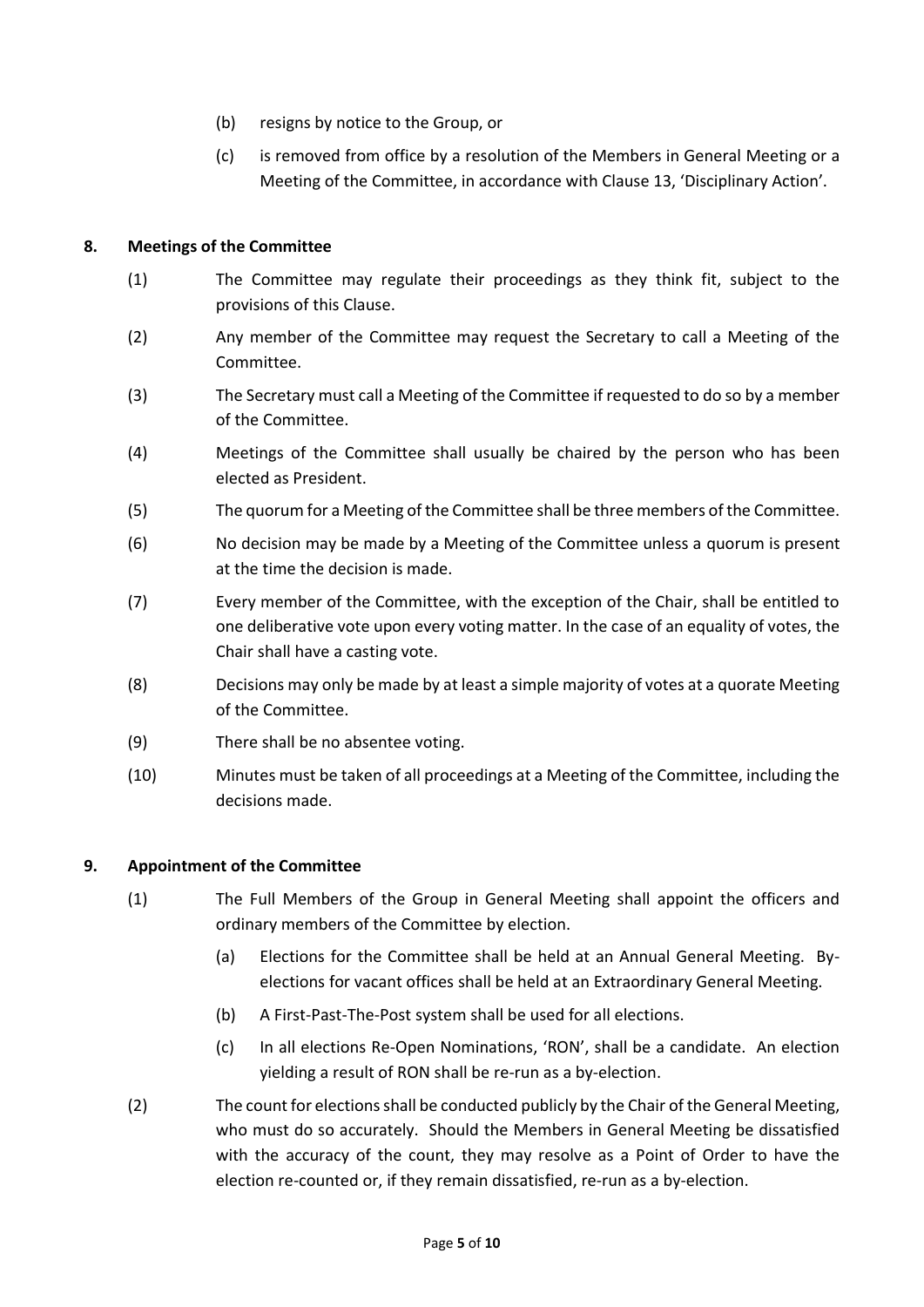(b) resigns by notice to the Group, or

(c) is removed from office by a resolution of the Members in General Meeting or a Meeting of the Committee, in accordance with Clause 13, 'Disciplinary Action'.

**8. Meetings of the Committee**

(1) The Committee may regulate their proceedings as they think fit, subject to the provisions of this Clause.

(2) Any member of the Committee may request the Secretary to call a Meeting of the Committee.

(3) The Secretary must call a Meeting of the Committee if requested to do so by a member of the Committee.

(4) Meetings of the Committee shall usually be chaired by the person who has been elected as President.

(5) The quorum for a Meeting of the Committee shall be three members of the Committee.

(6) No decision may be made by a Meeting of the Committee unless a quorum is present at the time the decision is made.

(7) Every member of the Committee, with the exception of the Chair, shall be entitled to one deliberative vote upon every voting matter. In the case of an equality of votes, the Chair shall have a casting vote.

(8) Decisions may only be made by at least a simple majority of votes at a quorate Meeting of the Committee.

(9) There shall be no absentee voting.

(10) Minutes must be taken of all proceedings at a Meeting of the Committee, including the decisions made.

**9. Appointment of the Committee**

(1) The Full Members of the Group in General Meeting shall appoint the officers and ordinary members of the Committee by election.

(a) Elections for the Committee shall be held at an Annual General Meeting. By-elections for vacant offices shall be held at an Extraordinary General Meeting.

(b) A First-Past-The-Post system shall be used for all elections.

(c) In all elections Re-Open Nominations, 'RON', shall be a candidate. An election yielding a result of RON shall be re-run as a by-election.

(2) The count for elections shall be conducted publicly by the Chair of the General Meeting, who must do so accurately. Should the Members in General Meeting be dissatisfied with the accuracy of the count, they may resolve as a Point of Order to have the election re-counted or, if they remain dissatisfied, re-run as a by-election.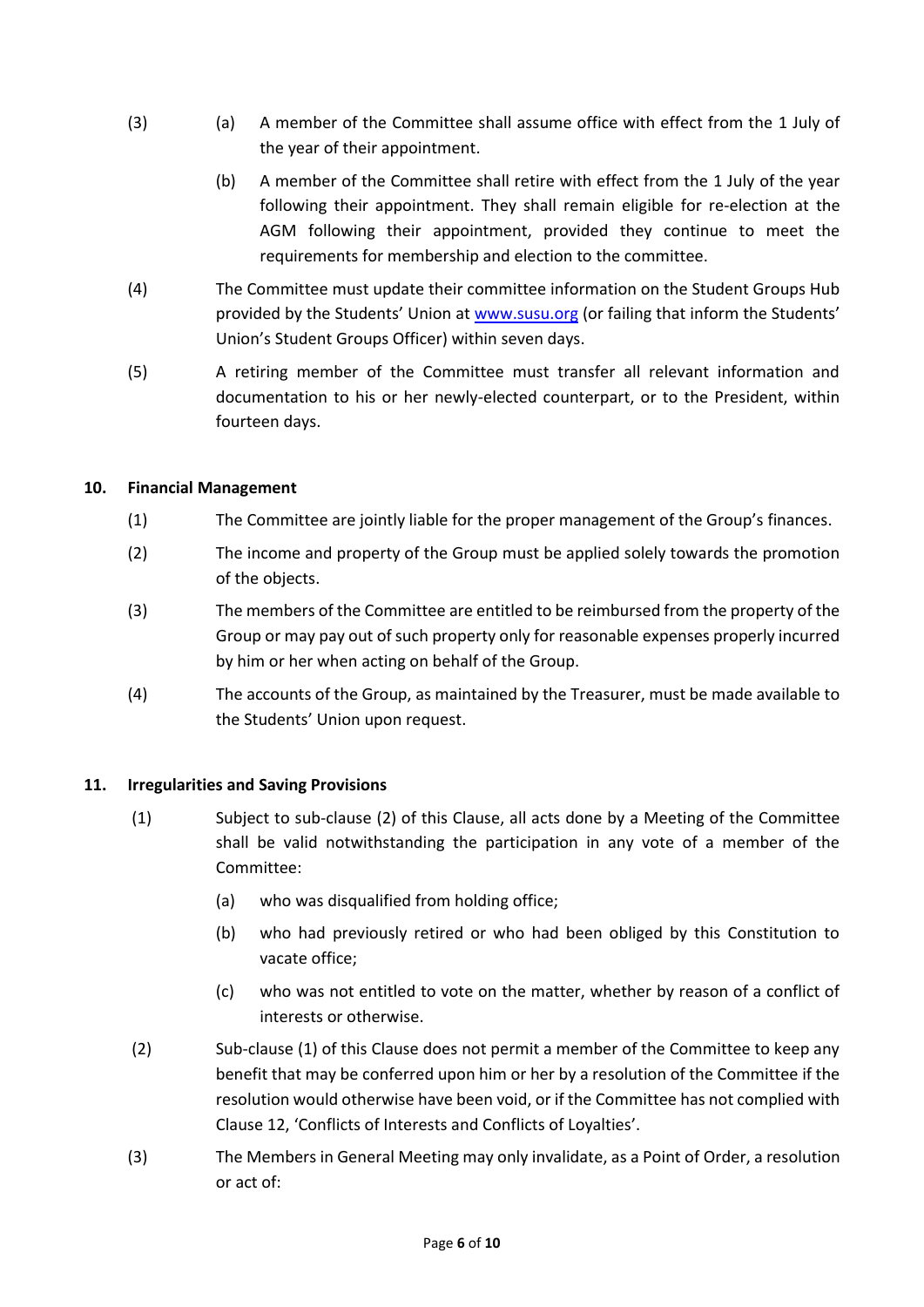(3) (a) A member of the Committee shall assume office with effect from the 1 July of the year of their appointment.

(b) A member of the Committee shall retire with effect from the 1 July of the year following their appointment. They shall remain eligible for re-election at the AGM following their appointment, provided they continue to meet the requirements for membership and election to the committee.

(4) The Committee must update their committee information on the Student Groups Hub provided by the Students' Union at [www.susu.org](http://www.susu.org) (or failing that inform the Students' Union's Student Groups Officer) within seven days.

(5) A retiring member of the Committee must transfer all relevant information and documentation to his or her newly-elected counterpart, or to the President, within fourteen days.

## 10. Financial Management

(1) The Committee are jointly liable for the proper management of the Group's finances.

(2) The income and property of the Group must be applied solely towards the promotion of the objects.

(3) The members of the Committee are entitled to be reimbursed from the property of the Group or may pay out of such property only for reasonable expenses properly incurred by him or her when acting on behalf of the Group.

(4) The accounts of the Group, as maintained by the Treasurer, must be made available to the Students' Union upon request.

## 11. Irregularities and Saving Provisions

(1) Subject to sub-clause (2) of this Clause, all acts done by a Meeting of the Committee shall be valid notwithstanding the participation in any vote of a member of the Committee:

(a) who was disqualified from holding office;

(b) who had previously retired or who had been obliged by this Constitution to vacate office;

(c) who was not entitled to vote on the matter, whether by reason of a conflict of interests or otherwise.

(2) Sub-clause (1) of this Clause does not permit a member of the Committee to keep any benefit that may be conferred upon him or her by a resolution of the Committee if the resolution would otherwise have been void, or if the Committee has not complied with Clause 12, 'Conflicts of Interests and Conflicts of Loyalties'.

(3) The Members in General Meeting may only invalidate, as a Point of Order, a resolution or act of: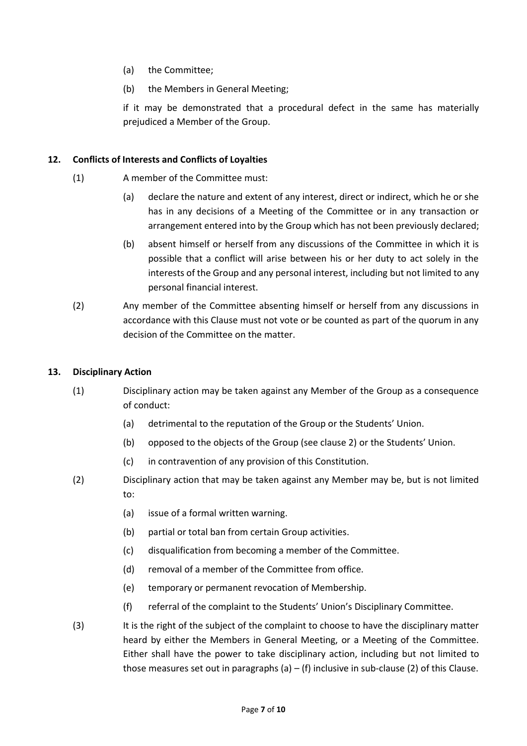(a) the Committee;

(b) the Members in General Meeting;

if it may be demonstrated that a procedural defect in the same has materially prejudiced a Member of the Group.

## 12. Conflicts of Interests and Conflicts of Loyalties

(1) A member of the Committee must:

- (a) declare the nature and extent of any interest, direct or indirect, which he or she has in any decisions of a Meeting of the Committee or in any transaction or arrangement entered into by the Group which has not been previously declared;
- (b) absent himself or herself from any discussions of the Committee in which it is possible that a conflict will arise between his or her duty to act solely in the interests of the Group and any personal interest, including but not limited to any personal financial interest.

(2) Any member of the Committee absenting himself or herself from any discussions in accordance with this Clause must not vote or be counted as part of the quorum in any decision of the Committee on the matter.

## 13. Disciplinary Action

(1) Disciplinary action may be taken against any Member of the Group as a consequence of conduct:

- (a) detrimental to the reputation of the Group or the Students' Union.
- (b) opposed to the objects of the Group (see clause 2) or the Students' Union.
- (c) in contravention of any provision of this Constitution.

(2) Disciplinary action that may be taken against any Member may be, but is not limited to:

- (a) issue of a formal written warning.
- (b) partial or total ban from certain Group activities.
- (c) disqualification from becoming a member of the Committee.
- (d) removal of a member of the Committee from office.
- (e) temporary or permanent revocation of Membership.
- (f) referral of the complaint to the Students' Union's Disciplinary Committee.

(3) It is the right of the subject of the complaint to choose to have the disciplinary matter heard by either the Members in General Meeting, or a Meeting of the Committee. Either shall have the power to take disciplinary action, including but not limited to those measures set out in paragraphs (a) – (f) inclusive in sub-clause (2) of this Clause.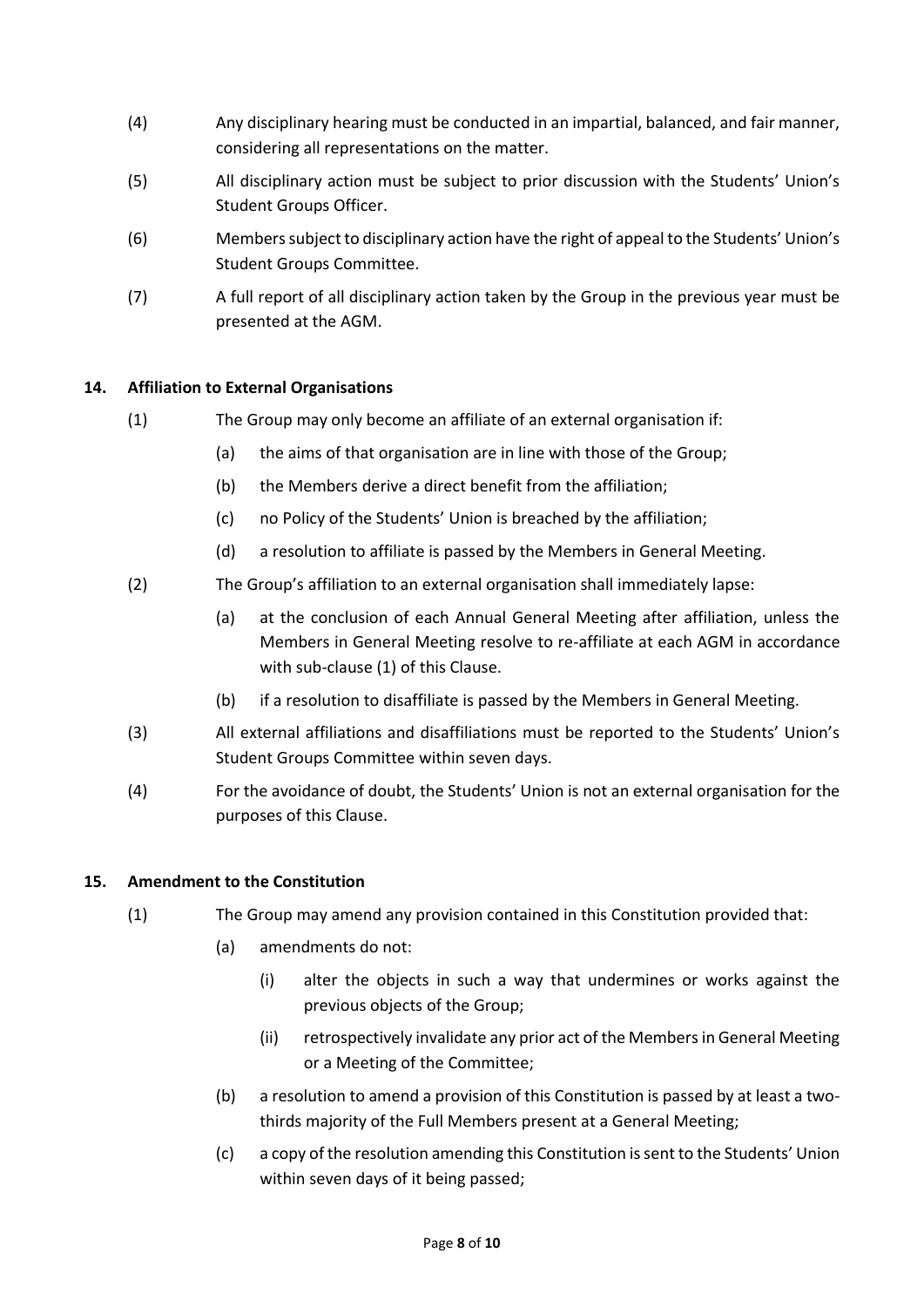(4) Any disciplinary hearing must be conducted in an impartial, balanced, and fair manner, considering all representations on the matter.

(5) All disciplinary action must be subject to prior discussion with the Students' Union's Student Groups Officer.

(6) Members subject to disciplinary action have the right of appeal to the Students' Union's Student Groups Committee.

(7) A full report of all disciplinary action taken by the Group in the previous year must be presented at the AGM.

**14. Affiliation to External Organisations**

(1) The Group may only become an affiliate of an external organisation if:

- (a) the aims of that organisation are in line with those of the Group;
- (b) the Members derive a direct benefit from the affiliation;
- (c) no Policy of the Students' Union is breached by the affiliation;
- (d) a resolution to affiliate is passed by the Members in General Meeting.

(2) The Group's affiliation to an external organisation shall immediately lapse:

- (a) at the conclusion of each Annual General Meeting after affiliation, unless the Members in General Meeting resolve to re-affiliate at each AGM in accordance with sub-clause (1) of this Clause.
- (b) if a resolution to disaffiliate is passed by the Members in General Meeting.

(3) All external affiliations and disaffiliations must be reported to the Students' Union's Student Groups Committee within seven days.

(4) For the avoidance of doubt, the Students' Union is not an external organisation for the purposes of this Clause.

**15. Amendment to the Constitution**

(1) The Group may amend any provision contained in this Constitution provided that:

- (a) amendments do not:
  - (i) alter the objects in such a way that undermines or works against the previous objects of the Group;
  - (ii) retrospectively invalidate any prior act of the Members in General Meeting or a Meeting of the Committee;
- (b) a resolution to amend a provision of this Constitution is passed by at least a two-thirds majority of the Full Members present at a General Meeting;
- (c) a copy of the resolution amending this Constitution is sent to the Students' Union within seven days of it being passed;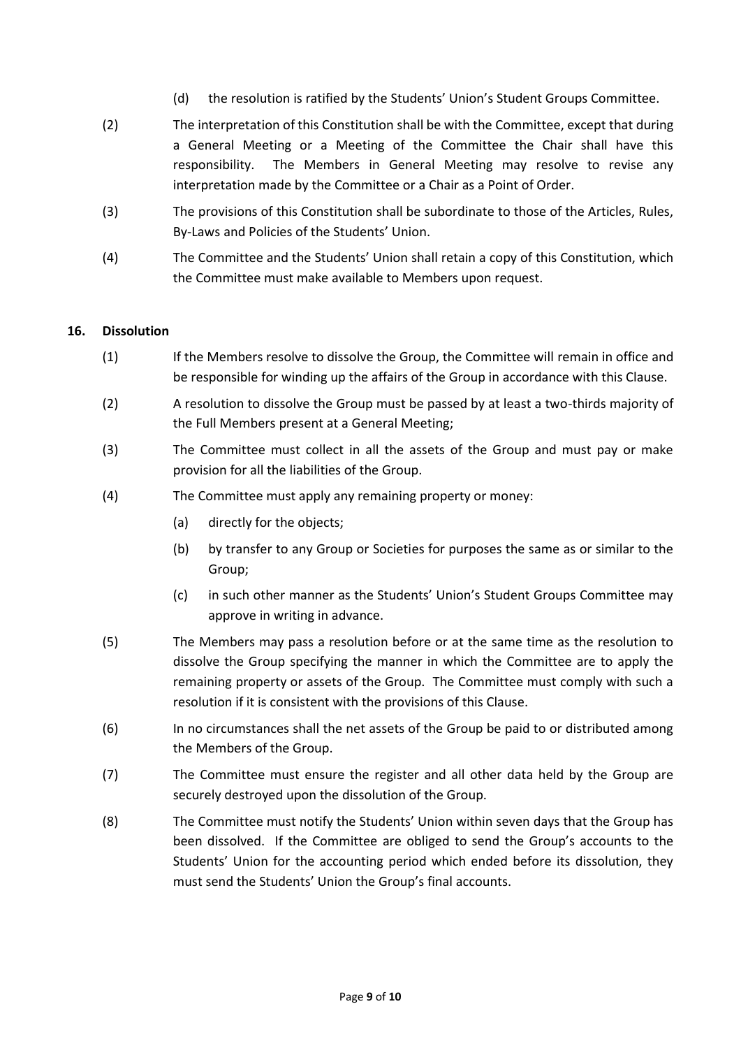(d) the resolution is ratified by the Students' Union's Student Groups Committee.

(2) The interpretation of this Constitution shall be with the Committee, except that during a General Meeting or a Meeting of the Committee the Chair shall have this responsibility. The Members in General Meeting may resolve to revise any interpretation made by the Committee or a Chair as a Point of Order.

(3) The provisions of this Constitution shall be subordinate to those of the Articles, Rules, By-Laws and Policies of the Students' Union.

(4) The Committee and the Students' Union shall retain a copy of this Constitution, which the Committee must make available to Members upon request.

## 16. Dissolution

(1) If the Members resolve to dissolve the Group, the Committee will remain in office and be responsible for winding up the affairs of the Group in accordance with this Clause.

(2) A resolution to dissolve the Group must be passed by at least a two-thirds majority of the Full Members present at a General Meeting;

(3) The Committee must collect in all the assets of the Group and must pay or make provision for all the liabilities of the Group.

(4) The Committee must apply any remaining property or money:

(a) directly for the objects;

(b) by transfer to any Group or Societies for purposes the same as or similar to the Group;

(c) in such other manner as the Students' Union's Student Groups Committee may approve in writing in advance.

(5) The Members may pass a resolution before or at the same time as the resolution to dissolve the Group specifying the manner in which the Committee are to apply the remaining property or assets of the Group. The Committee must comply with such a resolution if it is consistent with the provisions of this Clause.

(6) In no circumstances shall the net assets of the Group be paid to or distributed among the Members of the Group.

(7) The Committee must ensure the register and all other data held by the Group are securely destroyed upon the dissolution of the Group.

(8) The Committee must notify the Students' Union within seven days that the Group has been dissolved. If the Committee are obliged to send the Group's accounts to the Students' Union for the accounting period which ended before its dissolution, they must send the Students' Union the Group's final accounts.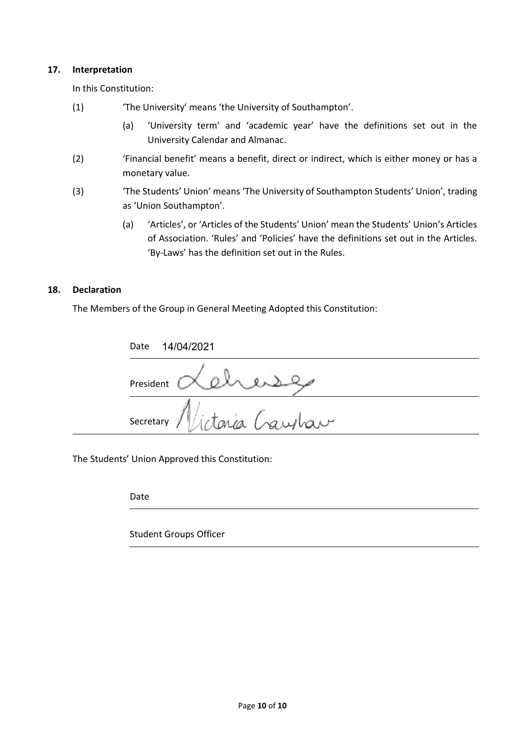### 17. Interpretation

In this Constitution:

(1) 'The University' means 'the University of Southampton'.

  (a) 'University term' and 'academic year' have the definitions set out in the University Calendar and Almanac.

(2) 'Financial benefit' means a benefit, direct or indirect, which is either money or has a monetary value.

(3) 'The Students' Union' means 'The University of Southampton Students' Union', trading as 'Union Southampton'.

  (a) 'Articles', or 'Articles of the Students' Union' mean the Students' Union's Articles of Association. 'Rules' and 'Policies' have the definitions set out in the Articles. 'By-Laws' has the definition set out in the Rules.

### 18. Declaration

The Members of the Group in General Meeting Adopted this Constitution:

Date 14/04/2021

President [signature]

Secretary [signature: Victoria Cawthaw]

The Students' Union Approved this Constitution:

Date

Student Groups Officer